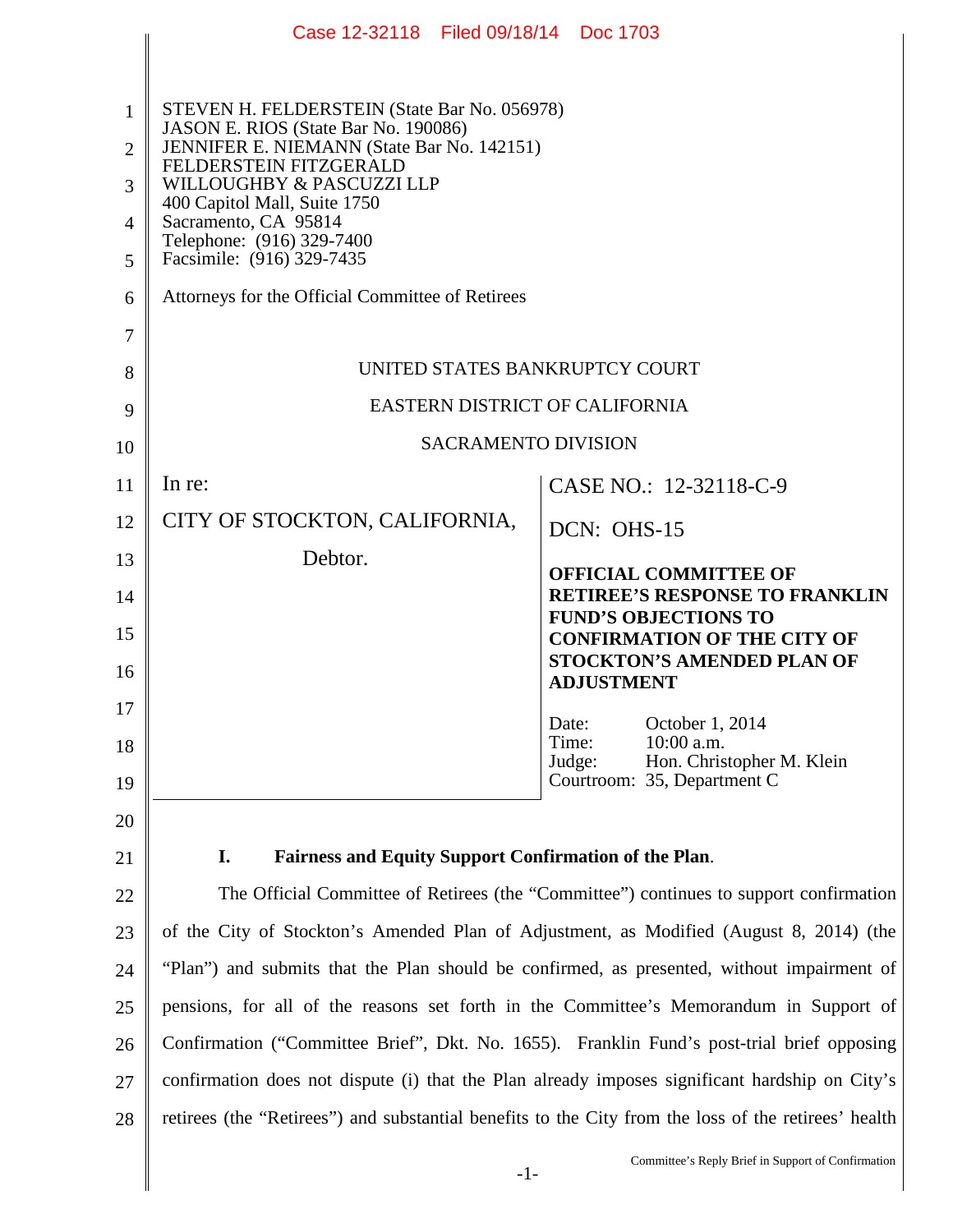STEVEN H. FELDERSTEIN (State Bar No. 056978)
JASON E. RIOS (State Bar No. 190086)
JENNIFER E. NIEMANN (State Bar No. 142151)
FELDERSTEIN FITZGERALD
WILLOUGHBY & PASCUZZI LLP
400 Capitol Mall, Suite 1750
Sacramento, CA 95814
Telephone: (916) 329-7400
Facsimile: (916) 329-7435

Attorneys for the Official Committee of Retirees

UNITED STATES BANKRUPTCY COURT

EASTERN DISTRICT OF CALIFORNIA

SACRAMENTO DIVISION

| | |
|---|---|
| In re:<br><br>CITY OF STOCKTON, CALIFORNIA,<br><br>Debtor. | CASE NO.: 12-32118-C-9<br><br>DCN: OHS-15<br><br>**OFFICIAL COMMITTEE OF RETIREE'S RESPONSE TO FRANKLIN FUND'S OBJECTIONS TO CONFIRMATION OF THE CITY OF STOCKTON'S AMENDED PLAN OF ADJUSTMENT**<br><br>Date: October 1, 2014<br>Time: 10:00 a.m.<br>Judge: Hon. Christopher M. Klein<br>Courtroom: 35, Department C |

## I. Fairness and Equity Support Confirmation of the Plan.

The Official Committee of Retirees (the "Committee") continues to support confirmation of the City of Stockton's Amended Plan of Adjustment, as Modified (August 8, 2014) (the "Plan") and submits that the Plan should be confirmed, as presented, without impairment of pensions, for all of the reasons set forth in the Committee's Memorandum in Support of Confirmation ("Committee Brief", Dkt. No. 1655). Franklin Fund's post-trial brief opposing confirmation does not dispute (i) that the Plan already imposes significant hardship on City's retirees (the "Retirees") and substantial benefits to the City from the loss of the retirees' health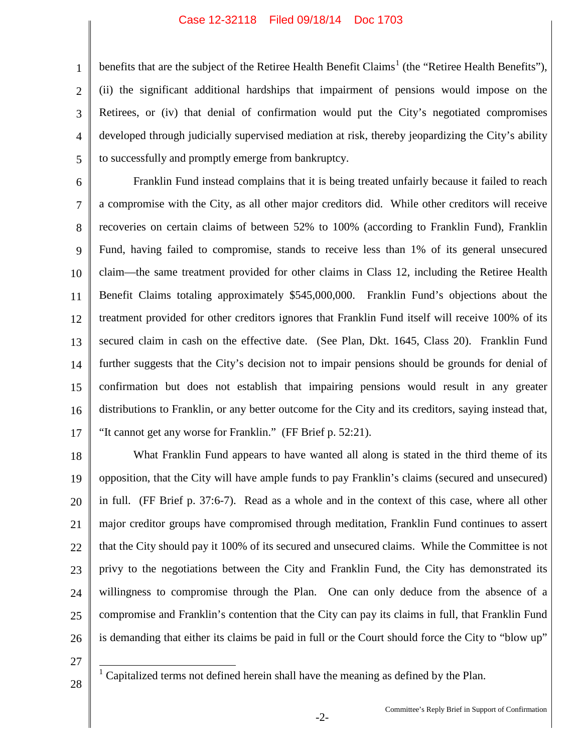benefits that are the subject of the Retiree Health Benefit Claims[1] (the "Retiree Health Benefits"), (ii) the significant additional hardships that impairment of pensions would impose on the Retirees, or (iv) that denial of confirmation would put the City's negotiated compromises developed through judicially supervised mediation at risk, thereby jeopardizing the City's ability to successfully and promptly emerge from bankruptcy.

Franklin Fund instead complains that it is being treated unfairly because it failed to reach a compromise with the City, as all other major creditors did. While other creditors will receive recoveries on certain claims of between 52% to 100% (according to Franklin Fund), Franklin Fund, having failed to compromise, stands to receive less than 1% of its general unsecured claim—the same treatment provided for other claims in Class 12, including the Retiree Health Benefit Claims totaling approximately $545,000,000. Franklin Fund's objections about the treatment provided for other creditors ignores that Franklin Fund itself will receive 100% of its secured claim in cash on the effective date. (See Plan, Dkt. 1645, Class 20). Franklin Fund further suggests that the City's decision not to impair pensions should be grounds for denial of confirmation but does not establish that impairing pensions would result in any greater distributions to Franklin, or any better outcome for the City and its creditors, saying instead that, "It cannot get any worse for Franklin." (FF Brief p. 52:21).

What Franklin Fund appears to have wanted all along is stated in the third theme of its opposition, that the City will have ample funds to pay Franklin's claims (secured and unsecured) in full. (FF Brief p. 37:6-7). Read as a whole and in the context of this case, where all other major creditor groups have compromised through meditation, Franklin Fund continues to assert that the City should pay it 100% of its secured and unsecured claims. While the Committee is not privy to the negotiations between the City and Franklin Fund, the City has demonstrated its willingness to compromise through the Plan. One can only deduce from the absence of a compromise and Franklin's contention that the City can pay its claims in full, that Franklin Fund is demanding that either its claims be paid in full or the Court should force the City to "blow up"

[1] Capitalized terms not defined herein shall have the meaning as defined by the Plan.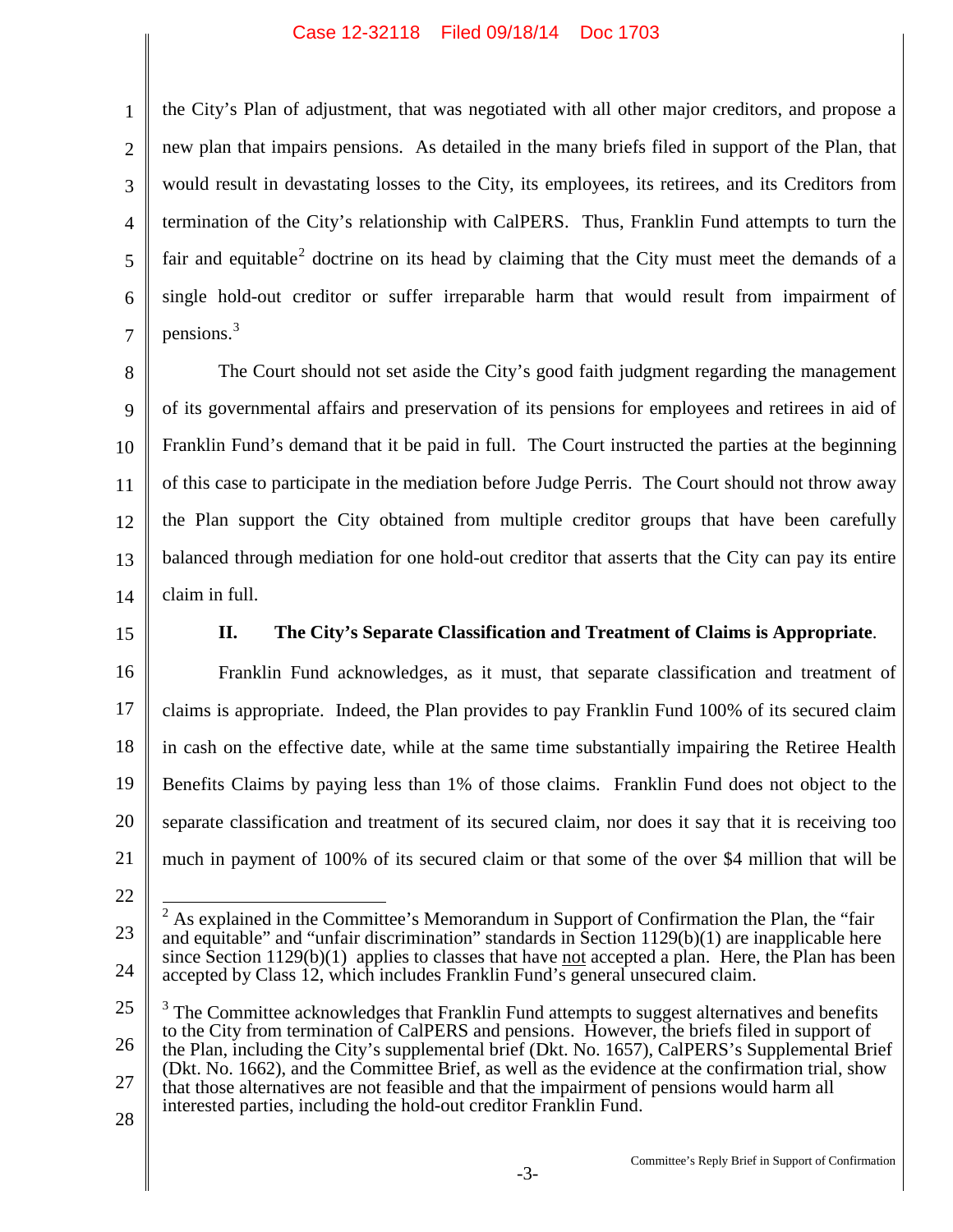the City's Plan of adjustment, that was negotiated with all other major creditors, and propose a new plan that impairs pensions. As detailed in the many briefs filed in support of the Plan, that would result in devastating losses to the City, its employees, its retirees, and its Creditors from termination of the City's relationship with CalPERS. Thus, Franklin Fund attempts to turn the fair and equitable[2] doctrine on its head by claiming that the City must meet the demands of a single hold-out creditor or suffer irreparable harm that would result from impairment of pensions.[3]

The Court should not set aside the City's good faith judgment regarding the management of its governmental affairs and preservation of its pensions for employees and retirees in aid of Franklin Fund's demand that it be paid in full. The Court instructed the parties at the beginning of this case to participate in the mediation before Judge Perris. The Court should not throw away the Plan support the City obtained from multiple creditor groups that have been carefully balanced through mediation for one hold-out creditor that asserts that the City can pay its entire claim in full.

## II. The City's Separate Classification and Treatment of Claims is Appropriate.

Franklin Fund acknowledges, as it must, that separate classification and treatment of claims is appropriate. Indeed, the Plan provides to pay Franklin Fund 100% of its secured claim in cash on the effective date, while at the same time substantially impairing the Retiree Health Benefits Claims by paying less than 1% of those claims. Franklin Fund does not object to the separate classification and treatment of its secured claim, nor does it say that it is receiving too much in payment of 100% of its secured claim or that some of the over $4 million that will be

---

[2] As explained in the Committee's Memorandum in Support of Confirmation the Plan, the "fair and equitable" and "unfair discrimination" standards in Section 1129(b)(1) are inapplicable here since Section 1129(b)(1) applies to classes that have not accepted a plan. Here, the Plan has been accepted by Class 12, which includes Franklin Fund's general unsecured claim.

[3] The Committee acknowledges that Franklin Fund attempts to suggest alternatives and benefits to the City from termination of CalPERS and pensions. However, the briefs filed in support of the Plan, including the City's supplemental brief (Dkt. No. 1657), CalPERS's Supplemental Brief (Dkt. No. 1662), and the Committee Brief, as well as the evidence at the confirmation trial, show that those alternatives are not feasible and that the impairment of pensions would harm all interested parties, including the hold-out creditor Franklin Fund.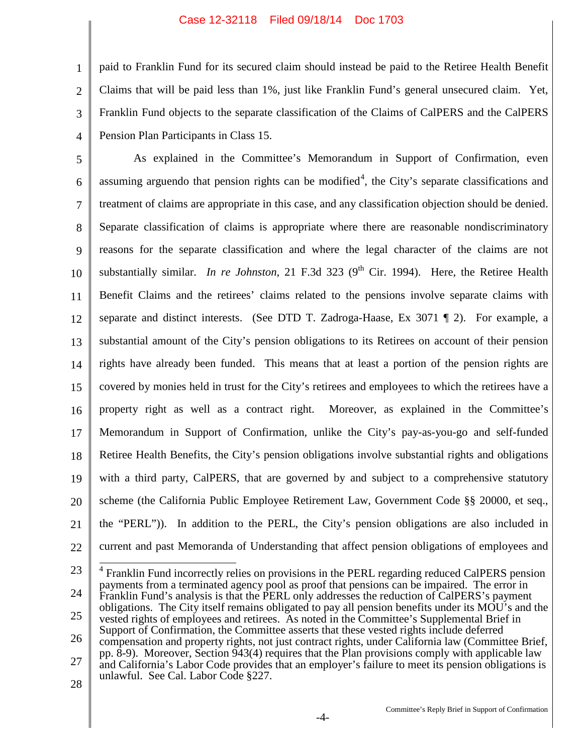paid to Franklin Fund for its secured claim should instead be paid to the Retiree Health Benefit Claims that will be paid less than 1%, just like Franklin Fund's general unsecured claim. Yet, Franklin Fund objects to the separate classification of the Claims of CalPERS and the CalPERS Pension Plan Participants in Class 15.

As explained in the Committee's Memorandum in Support of Confirmation, even assuming arguendo that pension rights can be modified[4], the City's separate classifications and treatment of claims are appropriate in this case, and any classification objection should be denied. Separate classification of claims is appropriate where there are reasonable nondiscriminatory reasons for the separate classification and where the legal character of the claims are not substantially similar. *In re Johnston*, 21 F.3d 323 (9th Cir. 1994). Here, the Retiree Health Benefit Claims and the retirees' claims related to the pensions involve separate claims with separate and distinct interests. (See DTD T. Zadroga-Haase, Ex 3071 ¶ 2). For example, a substantial amount of the City's pension obligations to its Retirees on account of their pension rights have already been funded. This means that at least a portion of the pension rights are covered by monies held in trust for the City's retirees and employees to which the retirees have a property right as well as a contract right. Moreover, as explained in the Committee's Memorandum in Support of Confirmation, unlike the City's pay-as-you-go and self-funded Retiree Health Benefits, the City's pension obligations involve substantial rights and obligations with a third party, CalPERS, that are governed by and subject to a comprehensive statutory scheme (the California Public Employee Retirement Law, Government Code §§ 20000, et seq., the "PERL")). In addition to the PERL, the City's pension obligations are also included in current and past Memoranda of Understanding that affect pension obligations of employees and

---

[4] Franklin Fund incorrectly relies on provisions in the PERL regarding reduced CalPERS pension payments from a terminated agency pool as proof that pensions can be impaired. The error in Franklin Fund's analysis is that the PERL only addresses the reduction of CalPERS's payment obligations. The City itself remains obligated to pay all pension benefits under its MOU's and the vested rights of employees and retirees. As noted in the Committee's Supplemental Brief in Support of Confirmation, the Committee asserts that these vested rights include deferred compensation and property rights, not just contract rights, under California law (Committee Brief, pp. 8-9). Moreover, Section 943(4) requires that the Plan provisions comply with applicable law and California's Labor Code provides that an employer's failure to meet its pension obligations is unlawful. See Cal. Labor Code §227.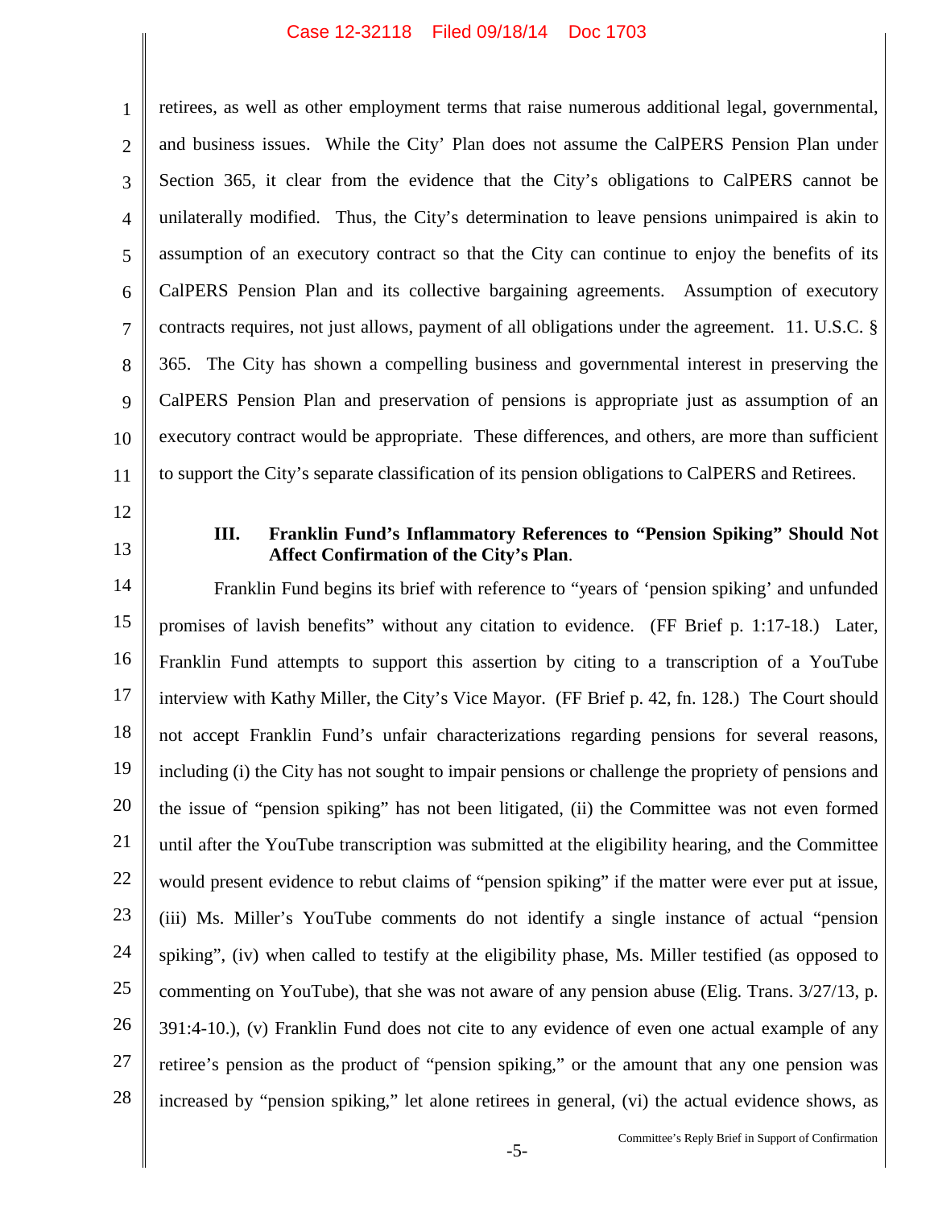retirees, as well as other employment terms that raise numerous additional legal, governmental, and business issues. While the City' Plan does not assume the CalPERS Pension Plan under Section 365, it clear from the evidence that the City's obligations to CalPERS cannot be unilaterally modified. Thus, the City's determination to leave pensions unimpaired is akin to assumption of an executory contract so that the City can continue to enjoy the benefits of its CalPERS Pension Plan and its collective bargaining agreements. Assumption of executory contracts requires, not just allows, payment of all obligations under the agreement. 11. U.S.C. § 365. The City has shown a compelling business and governmental interest in preserving the CalPERS Pension Plan and preservation of pensions is appropriate just as assumption of an executory contract would be appropriate. These differences, and others, are more than sufficient to support the City's separate classification of its pension obligations to CalPERS and Retirees.

### III. Franklin Fund's Inflammatory References to "Pension Spiking" Should Not Affect Confirmation of the City's Plan.

Franklin Fund begins its brief with reference to "years of 'pension spiking' and unfunded promises of lavish benefits" without any citation to evidence. (FF Brief p. 1:17-18.) Later, Franklin Fund attempts to support this assertion by citing to a transcription of a YouTube interview with Kathy Miller, the City's Vice Mayor. (FF Brief p. 42, fn. 128.) The Court should not accept Franklin Fund's unfair characterizations regarding pensions for several reasons, including (i) the City has not sought to impair pensions or challenge the propriety of pensions and the issue of "pension spiking" has not been litigated, (ii) the Committee was not even formed until after the YouTube transcription was submitted at the eligibility hearing, and the Committee would present evidence to rebut claims of "pension spiking" if the matter were ever put at issue, (iii) Ms. Miller's YouTube comments do not identify a single instance of actual "pension spiking", (iv) when called to testify at the eligibility phase, Ms. Miller testified (as opposed to commenting on YouTube), that she was not aware of any pension abuse (Elig. Trans. 3/27/13, p. 391:4-10.), (v) Franklin Fund does not cite to any evidence of even one actual example of any retiree's pension as the product of "pension spiking," or the amount that any one pension was increased by "pension spiking," let alone retirees in general, (vi) the actual evidence shows, as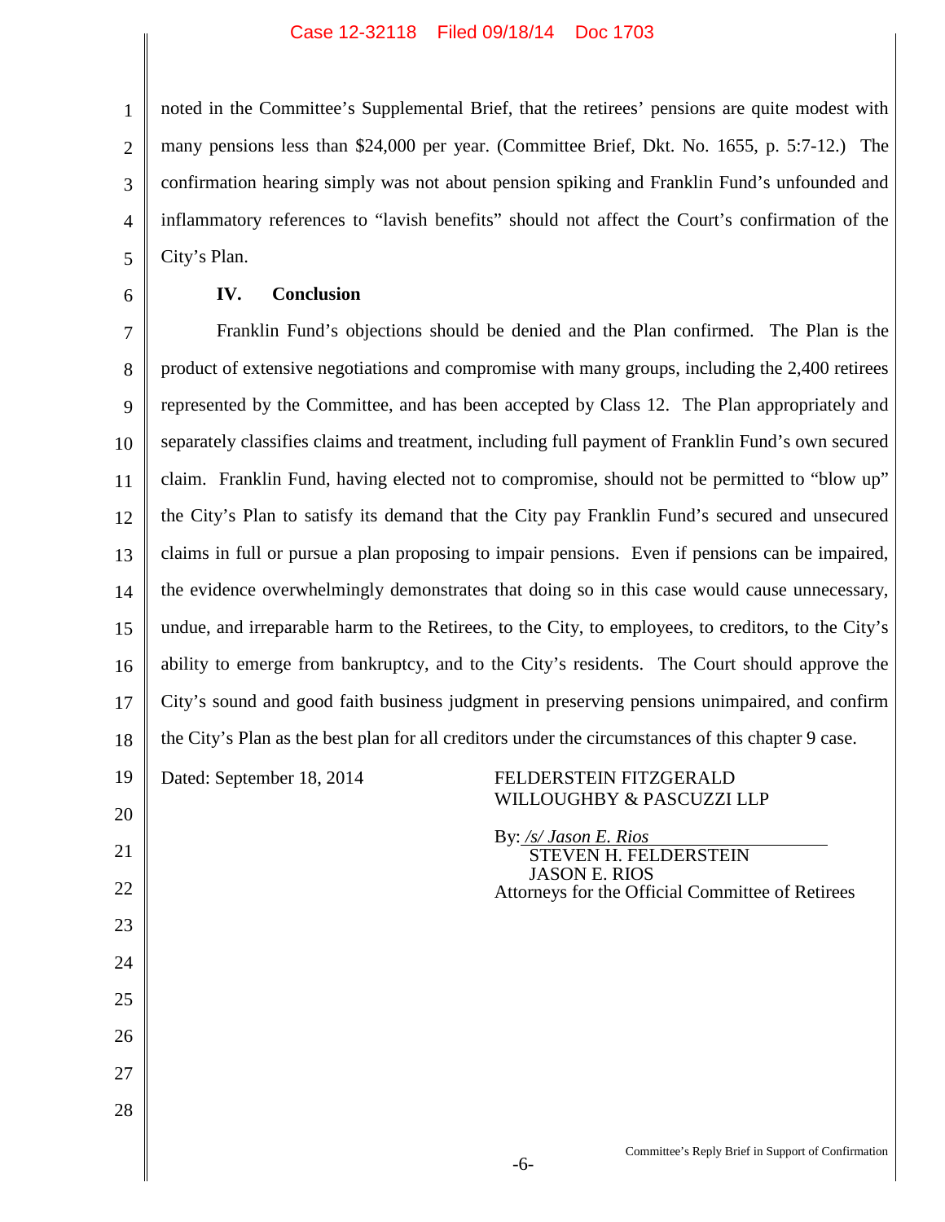noted in the Committee's Supplemental Brief, that the retirees' pensions are quite modest with many pensions less than $24,000 per year. (Committee Brief, Dkt. No. 1655, p. 5:7-12.) The confirmation hearing simply was not about pension spiking and Franklin Fund's unfounded and inflammatory references to "lavish benefits" should not affect the Court's confirmation of the City's Plan.

## IV. Conclusion

Franklin Fund's objections should be denied and the Plan confirmed. The Plan is the product of extensive negotiations and compromise with many groups, including the 2,400 retirees represented by the Committee, and has been accepted by Class 12. The Plan appropriately and separately classifies claims and treatment, including full payment of Franklin Fund's own secured claim. Franklin Fund, having elected not to compromise, should not be permitted to "blow up" the City's Plan to satisfy its demand that the City pay Franklin Fund's secured and unsecured claims in full or pursue a plan proposing to impair pensions. Even if pensions can be impaired, the evidence overwhelmingly demonstrates that doing so in this case would cause unnecessary, undue, and irreparable harm to the Retirees, to the City, to employees, to creditors, to the City's ability to emerge from bankruptcy, and to the City's residents. The Court should approve the City's sound and good faith business judgment in preserving pensions unimpaired, and confirm the City's Plan as the best plan for all creditors under the circumstances of this chapter 9 case.

Dated: September 18, 2014

FELDERSTEIN FITZGERALD
WILLOUGHBY & PASCUZZI LLP

By: */s/ Jason E. Rios*
STEVEN H. FELDERSTEIN
JASON E. RIOS
Attorneys for the Official Committee of Retirees